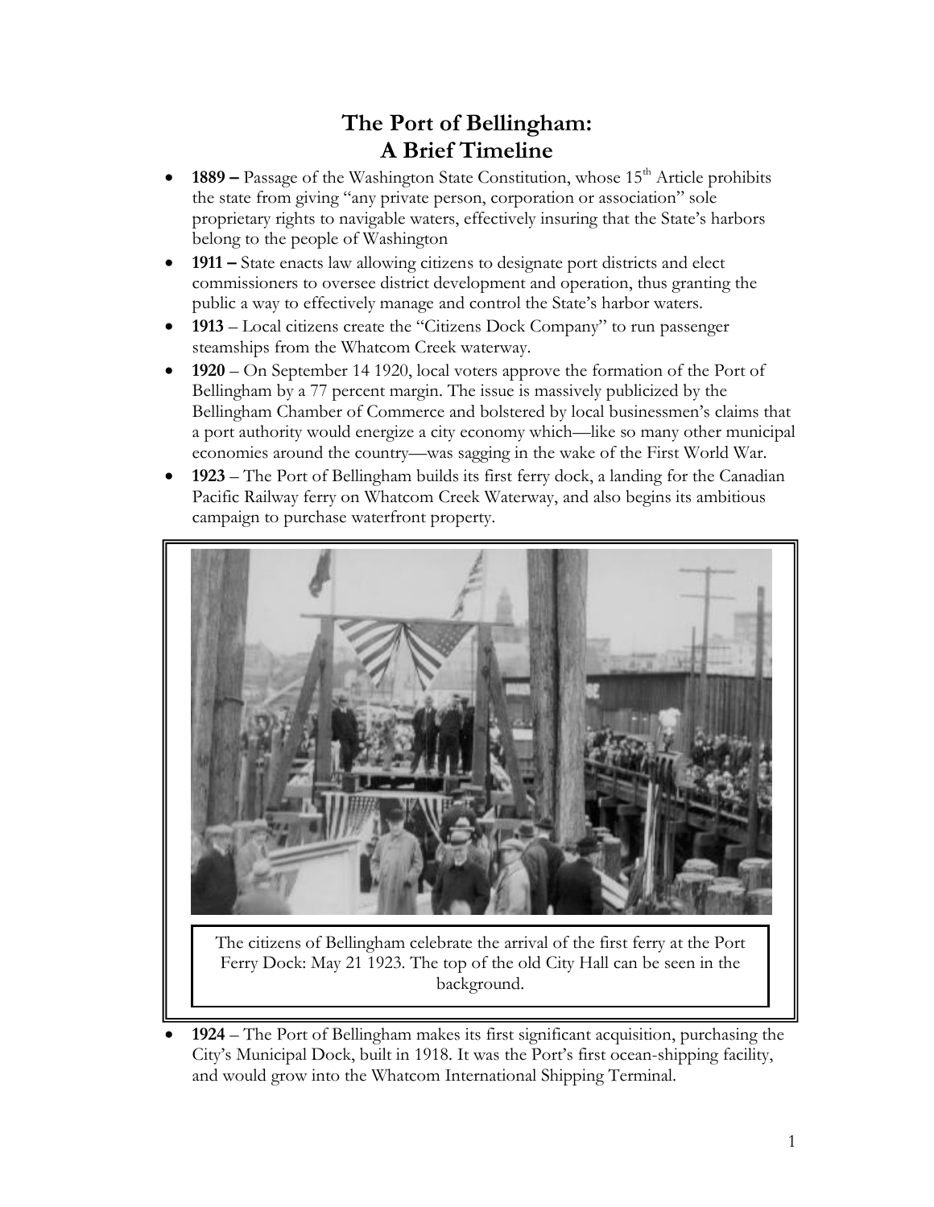# The Port of Bellingham: A Brief Timeline

- **1889 –** Passage of the Washington State Constitution, whose 15th Article prohibits the state from giving "any private person, corporation or association" sole proprietary rights to navigable waters, effectively insuring that the State's harbors belong to the people of Washington
- **1911 –** State enacts law allowing citizens to designate port districts and elect commissioners to oversee district development and operation, thus granting the public a way to effectively manage and control the State's harbor waters.
- **1913** – Local citizens create the "Citizens Dock Company" to run passenger steamships from the Whatcom Creek waterway.
- **1920** – On September 14 1920, local voters approve the formation of the Port of Bellingham by a 77 percent margin. The issue is massively publicized by the Bellingham Chamber of Commerce and bolstered by local businessmen's claims that a port authority would energize a city economy which—like so many other municipal economies around the country—was sagging in the wake of the First World War.
- **1923** – The Port of Bellingham builds its first ferry dock, a landing for the Canadian Pacific Railway ferry on Whatcom Creek Waterway, and also begins its ambitious campaign to purchase waterfront property.

The citizens of Bellingham celebrate the arrival of the first ferry at the Port Ferry Dock: May 21 1923. The top of the old City Hall can be seen in the background.

- **1924** – The Port of Bellingham makes its first significant acquisition, purchasing the City's Municipal Dock, built in 1918. It was the Port's first ocean-shipping facility, and would grow into the Whatcom International Shipping Terminal.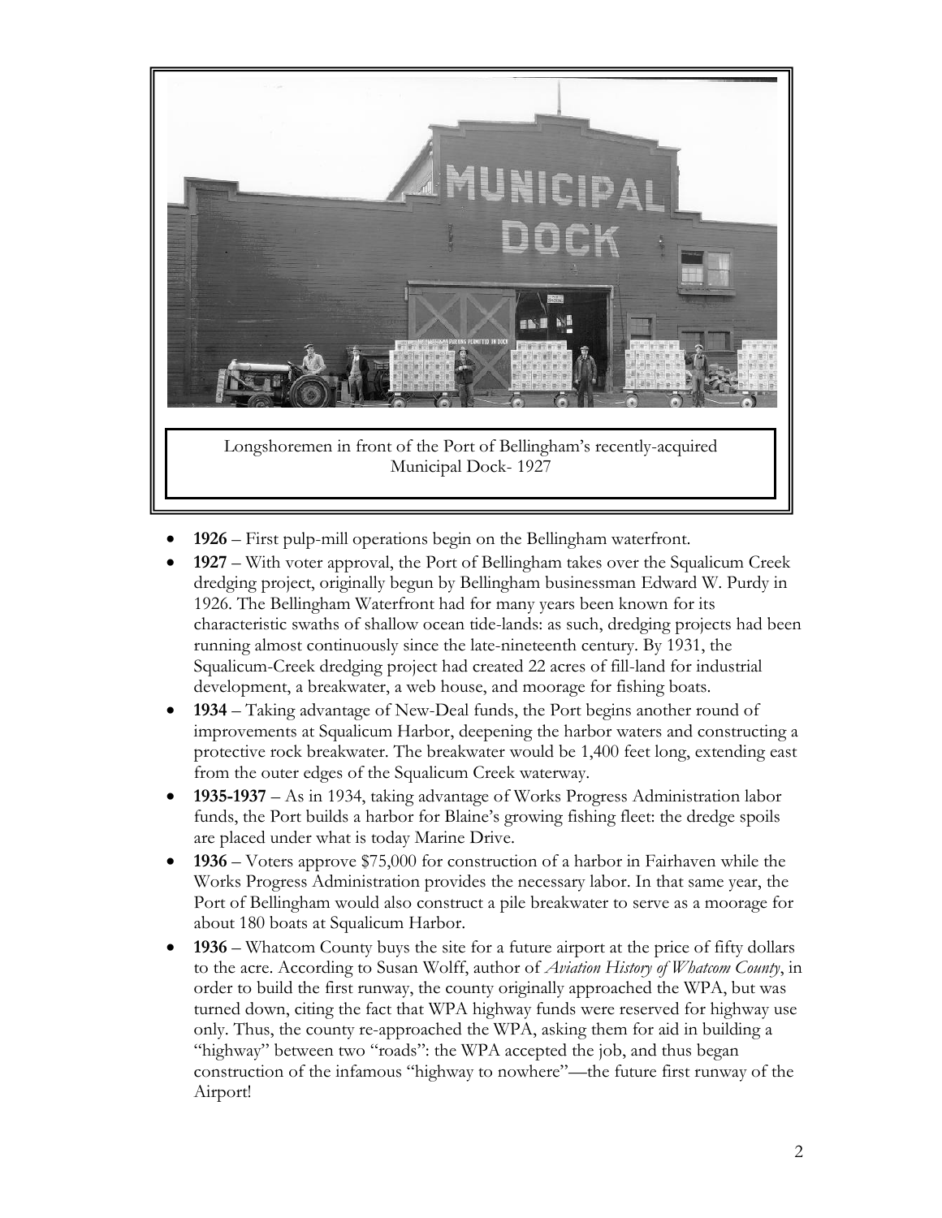Longshoremen in front of the Port of Bellingham's recently-acquired Municipal Dock- 1927

- **1926** – First pulp-mill operations begin on the Bellingham waterfront.
- **1927** – With voter approval, the Port of Bellingham takes over the Squalicum Creek dredging project, originally begun by Bellingham businessman Edward W. Purdy in 1926. The Bellingham Waterfront had for many years been known for its characteristic swaths of shallow ocean tide-lands: as such, dredging projects had been running almost continuously since the late-nineteenth century. By 1931, the Squalicum-Creek dredging project had created 22 acres of fill-land for industrial development, a breakwater, a web house, and moorage for fishing boats.
- **1934** – Taking advantage of New-Deal funds, the Port begins another round of improvements at Squalicum Harbor, deepening the harbor waters and constructing a protective rock breakwater. The breakwater would be 1,400 feet long, extending east from the outer edges of the Squalicum Creek waterway.
- **1935-1937** – As in 1934, taking advantage of Works Progress Administration labor funds, the Port builds a harbor for Blaine's growing fishing fleet: the dredge spoils are placed under what is today Marine Drive.
- **1936** – Voters approve $75,000 for construction of a harbor in Fairhaven while the Works Progress Administration provides the necessary labor. In that same year, the Port of Bellingham would also construct a pile breakwater to serve as a moorage for about 180 boats at Squalicum Harbor.
- **1936** – Whatcom County buys the site for a future airport at the price of fifty dollars to the acre. According to Susan Wolff, author of *Aviation History of Whatcom County*, in order to build the first runway, the county originally approached the WPA, but was turned down, citing the fact that WPA highway funds were reserved for highway use only. Thus, the county re-approached the WPA, asking them for aid in building a "highway" between two "roads": the WPA accepted the job, and thus began construction of the infamous "highway to nowhere"—the future first runway of the Airport!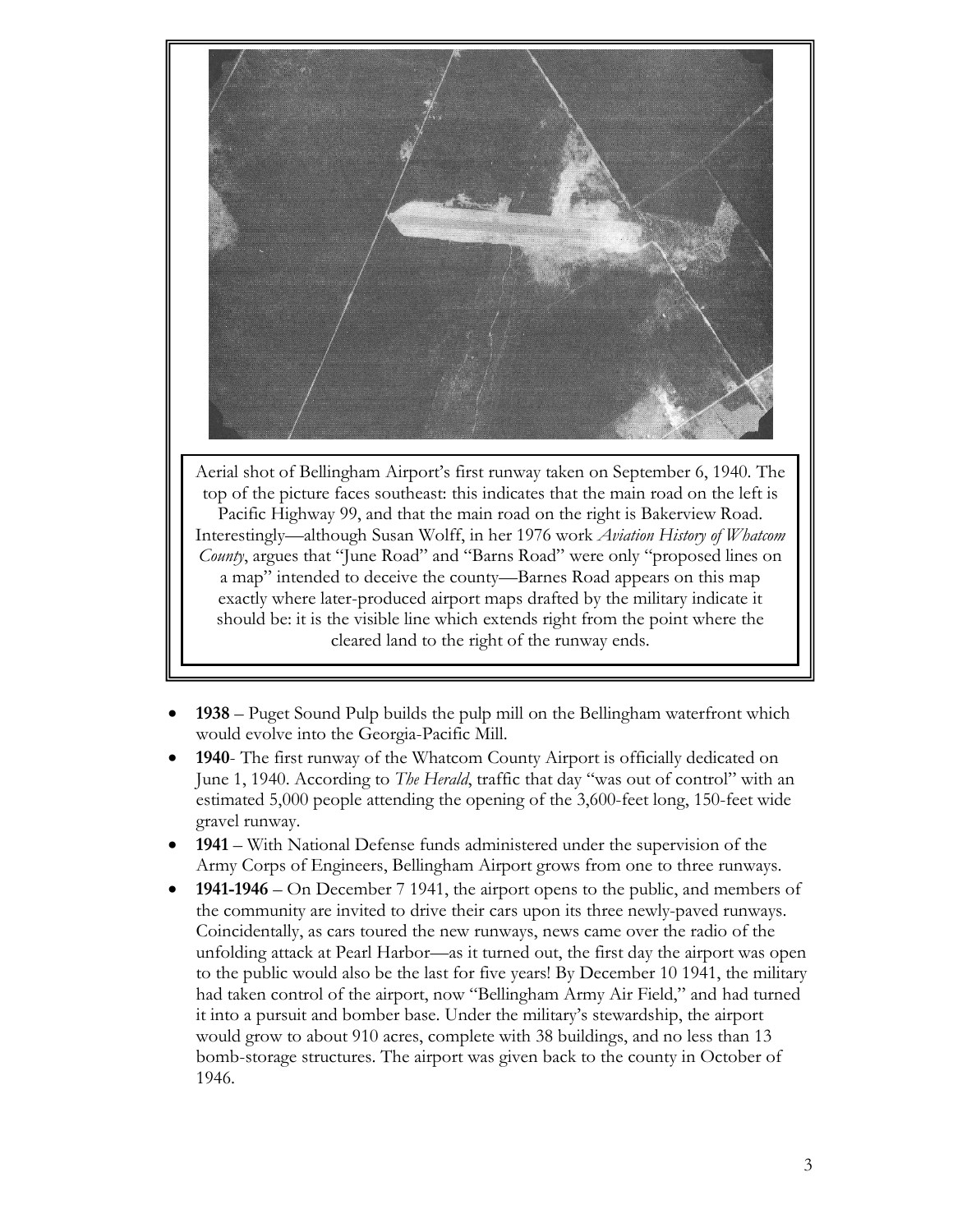Aerial shot of Bellingham Airport's first runway taken on September 6, 1940. The top of the picture faces southeast: this indicates that the main road on the left is Pacific Highway 99, and that the main road on the right is Bakerview Road. Interestingly—although Susan Wolff, in her 1976 work *Aviation History of Whatcom County*, argues that "June Road" and "Barns Road" were only "proposed lines on a map" intended to deceive the county—Barnes Road appears on this map exactly where later-produced airport maps drafted by the military indicate it should be: it is the visible line which extends right from the point where the cleared land to the right of the runway ends.

- **1938** – Puget Sound Pulp builds the pulp mill on the Bellingham waterfront which would evolve into the Georgia-Pacific Mill.
- **1940**- The first runway of the Whatcom County Airport is officially dedicated on June 1, 1940. According to *The Herald*, traffic that day "was out of control" with an estimated 5,000 people attending the opening of the 3,600-feet long, 150-feet wide gravel runway.
- **1941** – With National Defense funds administered under the supervision of the Army Corps of Engineers, Bellingham Airport grows from one to three runways.
- **1941-1946** – On December 7 1941, the airport opens to the public, and members of the community are invited to drive their cars upon its three newly-paved runways. Coincidentally, as cars toured the new runways, news came over the radio of the unfolding attack at Pearl Harbor—as it turned out, the first day the airport was open to the public would also be the last for five years! By December 10 1941, the military had taken control of the airport, now "Bellingham Army Air Field," and had turned it into a pursuit and bomber base. Under the military's stewardship, the airport would grow to about 910 acres, complete with 38 buildings, and no less than 13 bomb-storage structures. The airport was given back to the county in October of 1946.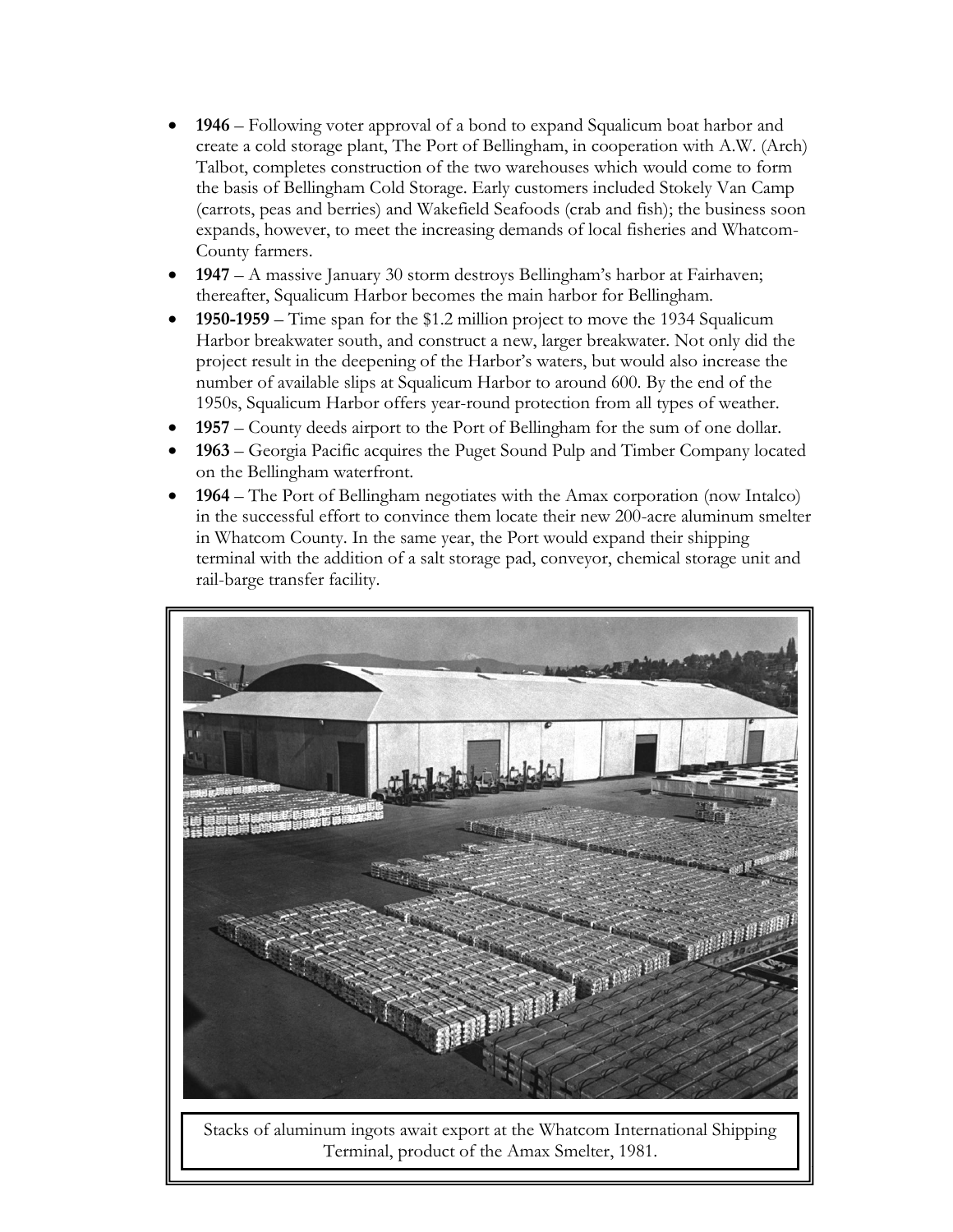- **1946** – Following voter approval of a bond to expand Squalicum boat harbor and create a cold storage plant, The Port of Bellingham, in cooperation with A.W. (Arch) Talbot, completes construction of the two warehouses which would come to form the basis of Bellingham Cold Storage. Early customers included Stokely Van Camp (carrots, peas and berries) and Wakefield Seafoods (crab and fish); the business soon expands, however, to meet the increasing demands of local fisheries and Whatcom-County farmers.
- **1947** – A massive January 30 storm destroys Bellingham's harbor at Fairhaven; thereafter, Squalicum Harbor becomes the main harbor for Bellingham.
- **1950-1959** – Time span for the $1.2 million project to move the 1934 Squalicum Harbor breakwater south, and construct a new, larger breakwater. Not only did the project result in the deepening of the Harbor's waters, but would also increase the number of available slips at Squalicum Harbor to around 600. By the end of the 1950s, Squalicum Harbor offers year-round protection from all types of weather.
- **1957** – County deeds airport to the Port of Bellingham for the sum of one dollar.
- **1963** – Georgia Pacific acquires the Puget Sound Pulp and Timber Company located on the Bellingham waterfront.
- **1964** – The Port of Bellingham negotiates with the Amax corporation (now Intalco) in the successful effort to convince them locate their new 200-acre aluminum smelter in Whatcom County. In the same year, the Port would expand their shipping terminal with the addition of a salt storage pad, conveyor, chemical storage unit and rail-barge transfer facility.

Stacks of aluminum ingots await export at the Whatcom International Shipping Terminal, product of the Amax Smelter, 1981.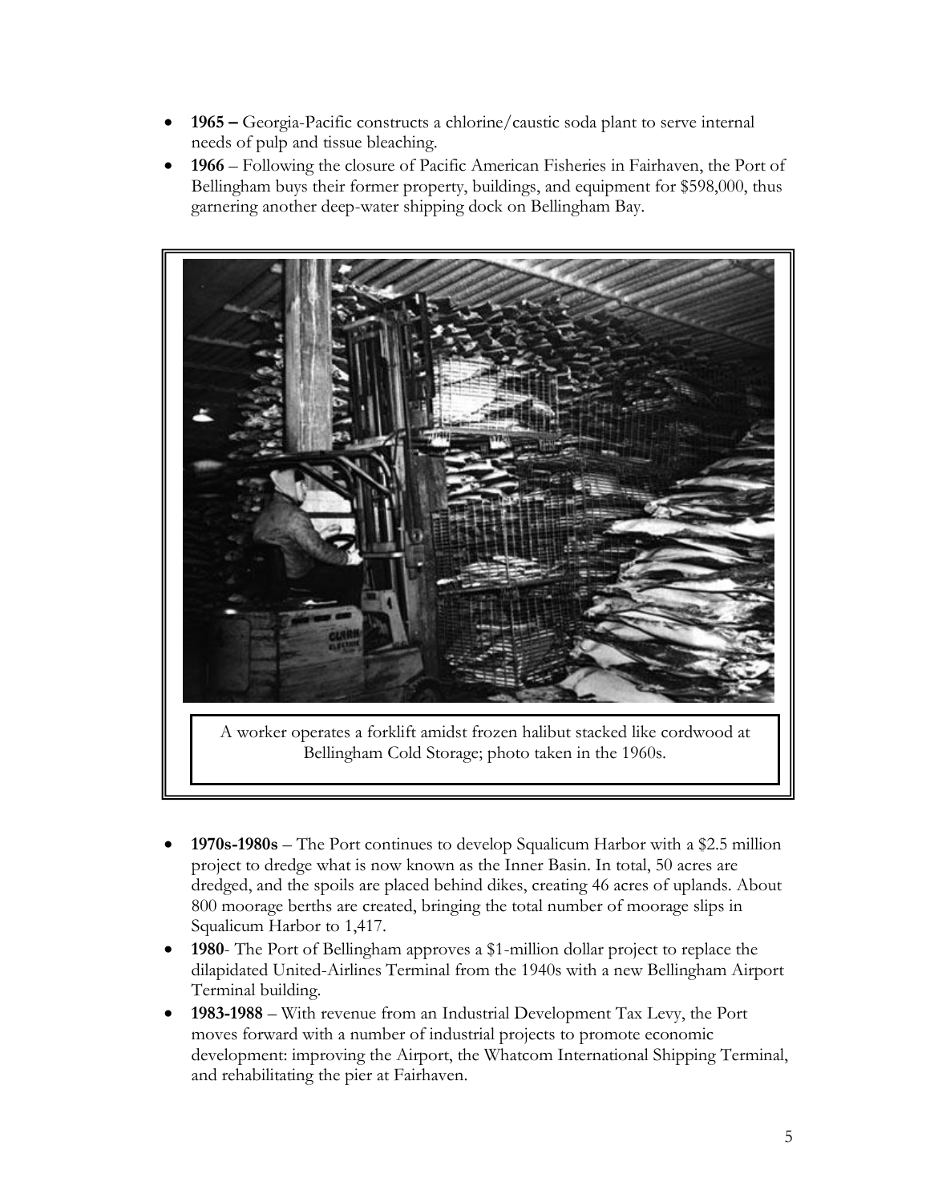- **1965 –** Georgia-Pacific constructs a chlorine/caustic soda plant to serve internal needs of pulp and tissue bleaching.
- **1966** – Following the closure of Pacific American Fisheries in Fairhaven, the Port of Bellingham buys their former property, buildings, and equipment for $598,000, thus garnering another deep-water shipping dock on Bellingham Bay.

A worker operates a forklift amidst frozen halibut stacked like cordwood at Bellingham Cold Storage; photo taken in the 1960s.

- **1970s-1980s** – The Port continues to develop Squalicum Harbor with a $2.5 million project to dredge what is now known as the Inner Basin. In total, 50 acres are dredged, and the spoils are placed behind dikes, creating 46 acres of uplands. About 800 moorage berths are created, bringing the total number of moorage slips in Squalicum Harbor to 1,417.
- **1980**- The Port of Bellingham approves a $1-million dollar project to replace the dilapidated United-Airlines Terminal from the 1940s with a new Bellingham Airport Terminal building.
- **1983-1988** – With revenue from an Industrial Development Tax Levy, the Port moves forward with a number of industrial projects to promote economic development: improving the Airport, the Whatcom International Shipping Terminal, and rehabilitating the pier at Fairhaven.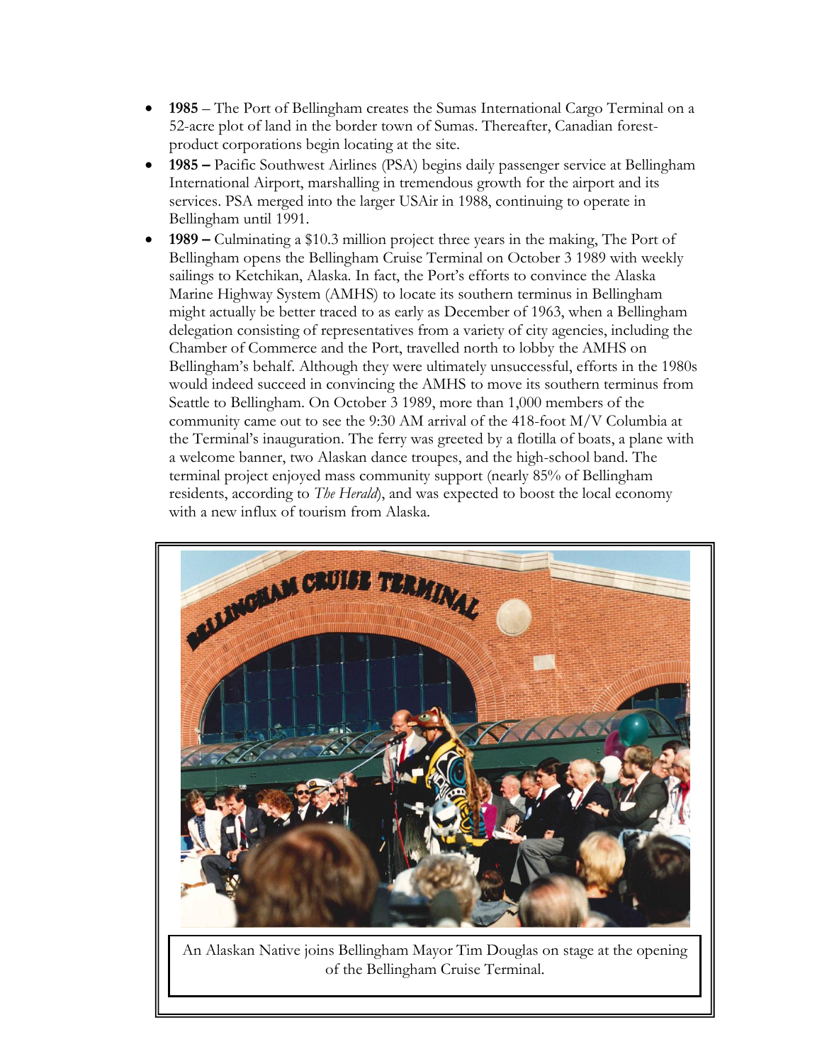- **1985** – The Port of Bellingham creates the Sumas International Cargo Terminal on a 52-acre plot of land in the border town of Sumas. Thereafter, Canadian forest-product corporations begin locating at the site.
- **1985 –** Pacific Southwest Airlines (PSA) begins daily passenger service at Bellingham International Airport, marshalling in tremendous growth for the airport and its services. PSA merged into the larger USAir in 1988, continuing to operate in Bellingham until 1991.
- **1989 –** Culminating a $10.3 million project three years in the making, The Port of Bellingham opens the Bellingham Cruise Terminal on October 3 1989 with weekly sailings to Ketchikan, Alaska. In fact, the Port's efforts to convince the Alaska Marine Highway System (AMHS) to locate its southern terminus in Bellingham might actually be better traced to as early as December of 1963, when a Bellingham delegation consisting of representatives from a variety of city agencies, including the Chamber of Commerce and the Port, travelled north to lobby the AMHS on Bellingham's behalf. Although they were ultimately unsuccessful, efforts in the 1980s would indeed succeed in convincing the AMHS to move its southern terminus from Seattle to Bellingham. On October 3 1989, more than 1,000 members of the community came out to see the 9:30 AM arrival of the 418-foot M/V Columbia at the Terminal's inauguration. The ferry was greeted by a flotilla of boats, a plane with a welcome banner, two Alaskan dance troupes, and the high-school band. The terminal project enjoyed mass community support (nearly 85% of Bellingham residents, according to *The Herald*), and was expected to boost the local economy with a new influx of tourism from Alaska.

An Alaskan Native joins Bellingham Mayor Tim Douglas on stage at the opening of the Bellingham Cruise Terminal.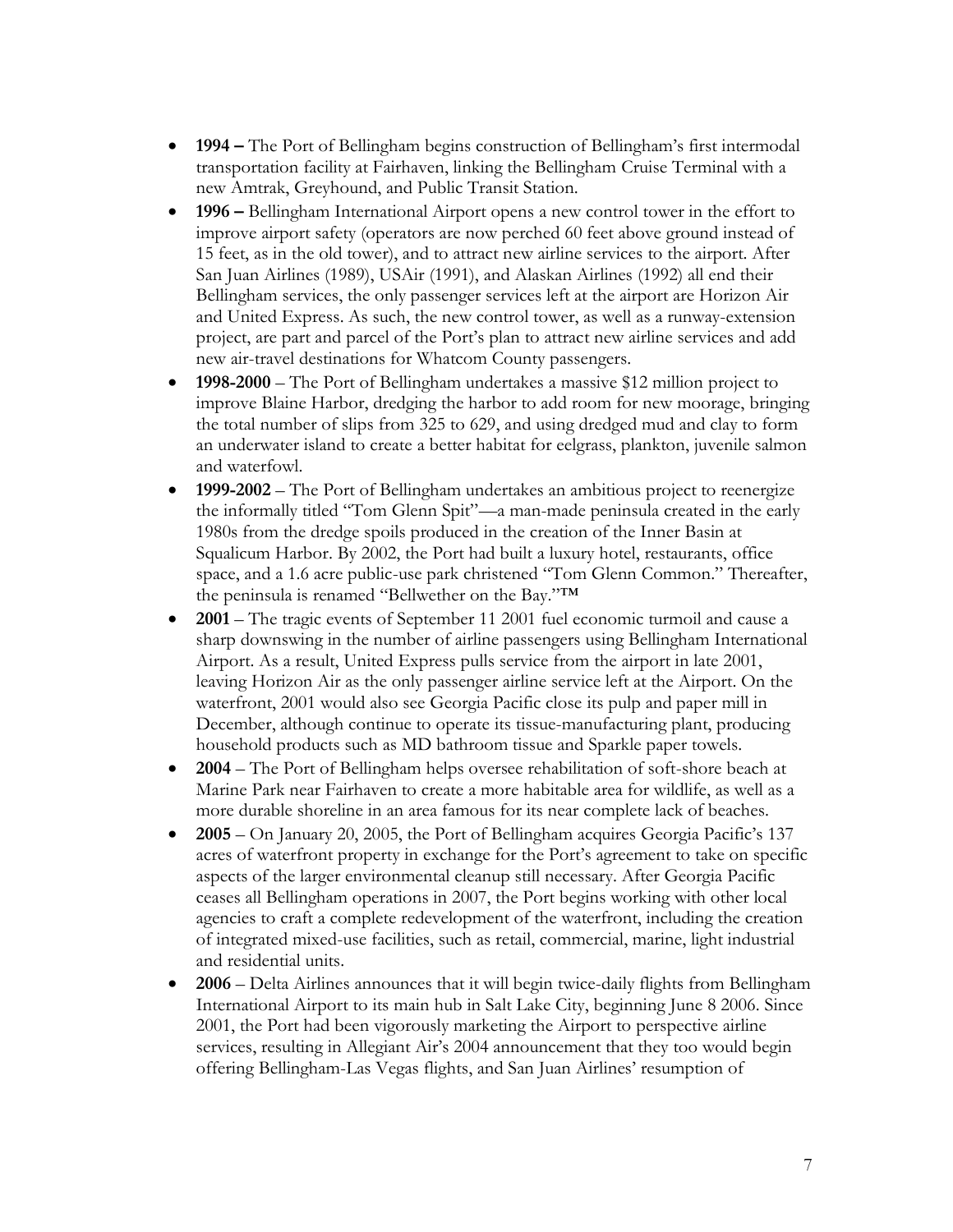- **1994 –** The Port of Bellingham begins construction of Bellingham's first intermodal transportation facility at Fairhaven, linking the Bellingham Cruise Terminal with a new Amtrak, Greyhound, and Public Transit Station.
- **1996 –** Bellingham International Airport opens a new control tower in the effort to improve airport safety (operators are now perched 60 feet above ground instead of 15 feet, as in the old tower), and to attract new airline services to the airport. After San Juan Airlines (1989), USAir (1991), and Alaskan Airlines (1992) all end their Bellingham services, the only passenger services left at the airport are Horizon Air and United Express. As such, the new control tower, as well as a runway-extension project, are part and parcel of the Port's plan to attract new airline services and add new air-travel destinations for Whatcom County passengers.
- **1998-2000** – The Port of Bellingham undertakes a massive $12 million project to improve Blaine Harbor, dredging the harbor to add room for new moorage, bringing the total number of slips from 325 to 629, and using dredged mud and clay to form an underwater island to create a better habitat for eelgrass, plankton, juvenile salmon and waterfowl.
- **1999-2002** – The Port of Bellingham undertakes an ambitious project to reenergize the informally titled "Tom Glenn Spit"—a man-made peninsula created in the early 1980s from the dredge spoils produced in the creation of the Inner Basin at Squalicum Harbor. By 2002, the Port had built a luxury hotel, restaurants, office space, and a 1.6 acre public-use park christened "Tom Glenn Common." Thereafter, the peninsula is renamed "Bellwether on the Bay."™
- **2001** – The tragic events of September 11 2001 fuel economic turmoil and cause a sharp downswing in the number of airline passengers using Bellingham International Airport. As a result, United Express pulls service from the airport in late 2001, leaving Horizon Air as the only passenger airline service left at the Airport. On the waterfront, 2001 would also see Georgia Pacific close its pulp and paper mill in December, although continue to operate its tissue-manufacturing plant, producing household products such as MD bathroom tissue and Sparkle paper towels.
- **2004** – The Port of Bellingham helps oversee rehabilitation of soft-shore beach at Marine Park near Fairhaven to create a more habitable area for wildlife, as well as a more durable shoreline in an area famous for its near complete lack of beaches.
- **2005** – On January 20, 2005, the Port of Bellingham acquires Georgia Pacific's 137 acres of waterfront property in exchange for the Port's agreement to take on specific aspects of the larger environmental cleanup still necessary. After Georgia Pacific ceases all Bellingham operations in 2007, the Port begins working with other local agencies to craft a complete redevelopment of the waterfront, including the creation of integrated mixed-use facilities, such as retail, commercial, marine, light industrial and residential units.
- **2006** – Delta Airlines announces that it will begin twice-daily flights from Bellingham International Airport to its main hub in Salt Lake City, beginning June 8 2006. Since 2001, the Port had been vigorously marketing the Airport to perspective airline services, resulting in Allegiant Air's 2004 announcement that they too would begin offering Bellingham-Las Vegas flights, and San Juan Airlines' resumption of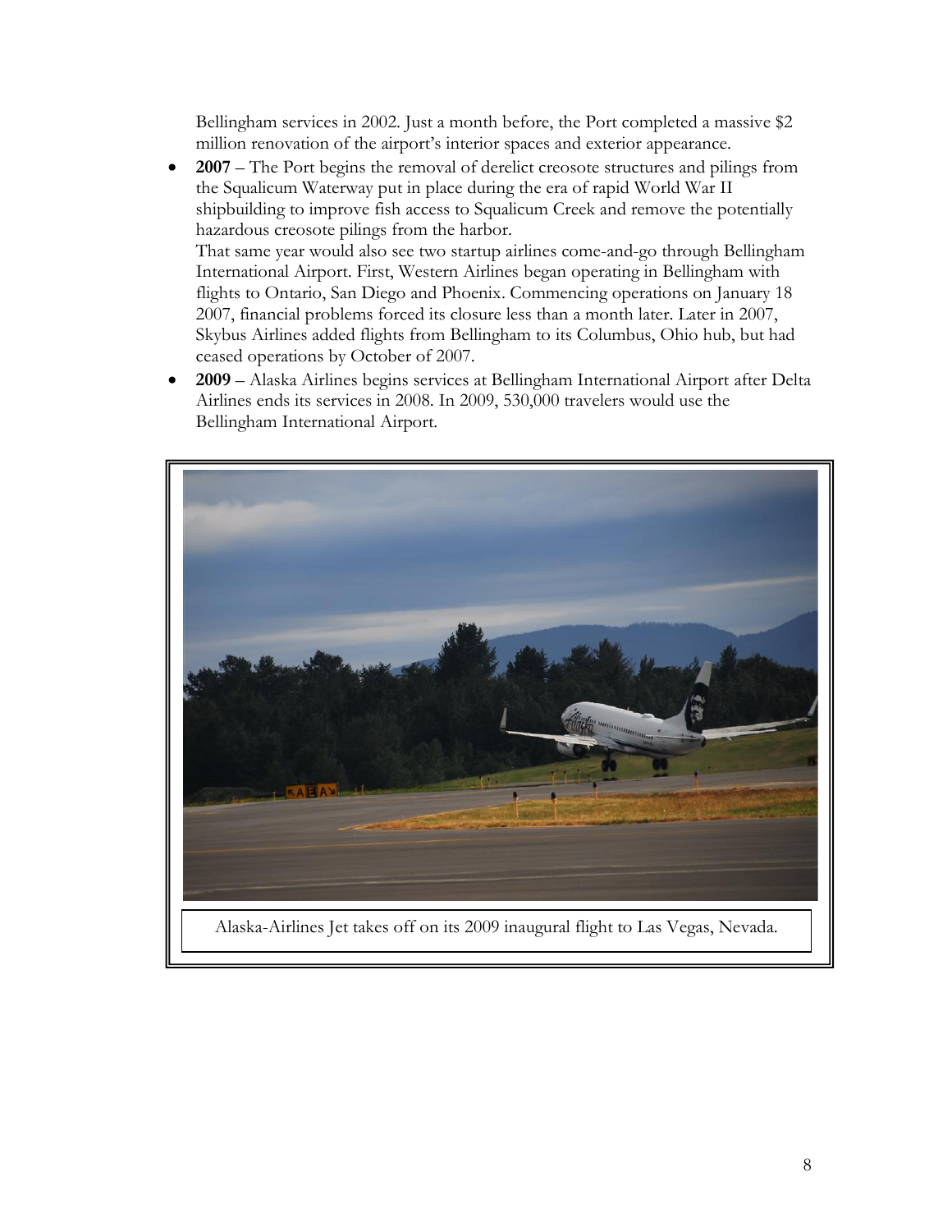Bellingham services in 2002. Just a month before, the Port completed a massive $2 million renovation of the airport's interior spaces and exterior appearance.

- **2007** – The Port begins the removal of derelict creosote structures and pilings from the Squalicum Waterway put in place during the era of rapid World War II shipbuilding to improve fish access to Squalicum Creek and remove the potentially hazardous creosote pilings from the harbor.
  That same year would also see two startup airlines come-and-go through Bellingham International Airport. First, Western Airlines began operating in Bellingham with flights to Ontario, San Diego and Phoenix. Commencing operations on January 18 2007, financial problems forced its closure less than a month later. Later in 2007, Skybus Airlines added flights from Bellingham to its Columbus, Ohio hub, but had ceased operations by October of 2007.
- **2009** – Alaska Airlines begins services at Bellingham International Airport after Delta Airlines ends its services in 2008. In 2009, 530,000 travelers would use the Bellingham International Airport.

Alaska-Airlines Jet takes off on its 2009 inaugural flight to Las Vegas, Nevada.